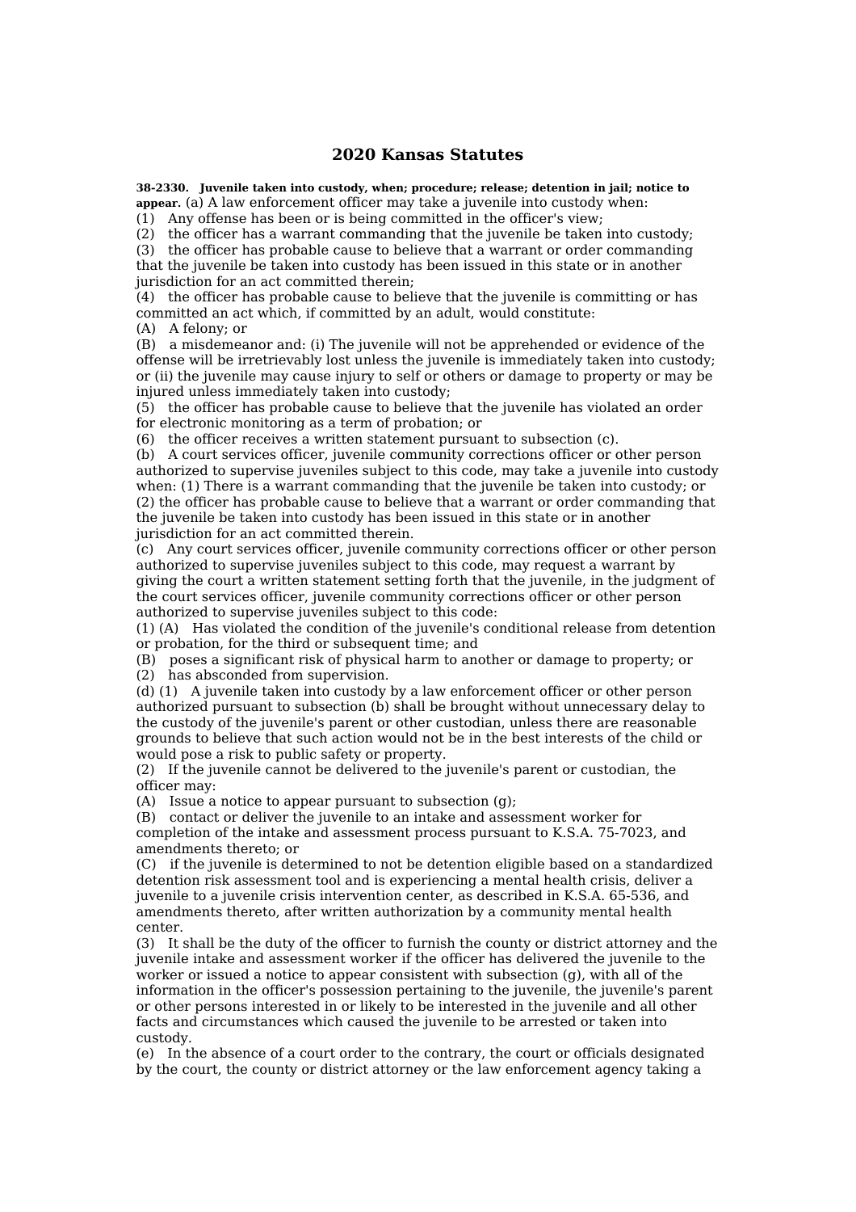# 2020 Kansas Statutes

**38-2330. Juvenile taken into custody, when; procedure; release; detention in jail; notice to appear.** (a) A law enforcement officer may take a juvenile into custody when:

(1) Any offense has been or is being committed in the officer's view;

(2) the officer has a warrant commanding that the juvenile be taken into custody;

(3) the officer has probable cause to believe that a warrant or order commanding that the juvenile be taken into custody has been issued in this state or in another jurisdiction for an act committed therein;

(4) the officer has probable cause to believe that the juvenile is committing or has committed an act which, if committed by an adult, would constitute:

(A) A felony; or

(B) a misdemeanor and: (i) The juvenile will not be apprehended or evidence of the offense will be irretrievably lost unless the juvenile is immediately taken into custody; or (ii) the juvenile may cause injury to self or others or damage to property or may be injured unless immediately taken into custody;

(5) the officer has probable cause to believe that the juvenile has violated an order for electronic monitoring as a term of probation; or

(6) the officer receives a written statement pursuant to subsection (c).

(b) A court services officer, juvenile community corrections officer or other person authorized to supervise juveniles subject to this code, may take a juvenile into custody when: (1) There is a warrant commanding that the juvenile be taken into custody; or (2) the officer has probable cause to believe that a warrant or order commanding that the juvenile be taken into custody has been issued in this state or in another jurisdiction for an act committed therein.

(c) Any court services officer, juvenile community corrections officer or other person authorized to supervise juveniles subject to this code, may request a warrant by giving the court a written statement setting forth that the juvenile, in the judgment of the court services officer, juvenile community corrections officer or other person authorized to supervise juveniles subject to this code:

(1) (A) Has violated the condition of the juvenile's conditional release from detention or probation, for the third or subsequent time; and

(B) poses a significant risk of physical harm to another or damage to property; or

(2) has absconded from supervision.

(d) (1) A juvenile taken into custody by a law enforcement officer or other person authorized pursuant to subsection (b) shall be brought without unnecessary delay to the custody of the juvenile's parent or other custodian, unless there are reasonable grounds to believe that such action would not be in the best interests of the child or would pose a risk to public safety or property.

(2) If the juvenile cannot be delivered to the juvenile's parent or custodian, the officer may:

(A) Issue a notice to appear pursuant to subsection (g);

(B) contact or deliver the juvenile to an intake and assessment worker for completion of the intake and assessment process pursuant to K.S.A. 75-7023, and amendments thereto; or

(C) if the juvenile is determined to not be detention eligible based on a standardized detention risk assessment tool and is experiencing a mental health crisis, deliver a juvenile to a juvenile crisis intervention center, as described in K.S.A. 65-536, and amendments thereto, after written authorization by a community mental health center.

(3) It shall be the duty of the officer to furnish the county or district attorney and the juvenile intake and assessment worker if the officer has delivered the juvenile to the worker or issued a notice to appear consistent with subsection (g), with all of the information in the officer's possession pertaining to the juvenile, the juvenile's parent or other persons interested in or likely to be interested in the juvenile and all other facts and circumstances which caused the juvenile to be arrested or taken into custody.

(e) In the absence of a court order to the contrary, the court or officials designated by the court, the county or district attorney or the law enforcement agency taking a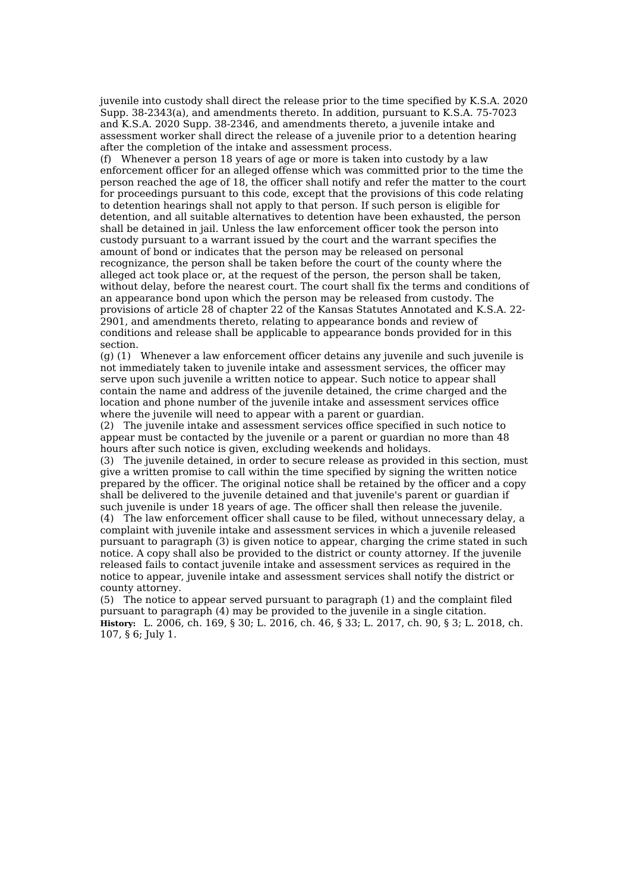juvenile into custody shall direct the release prior to the time specified by K.S.A. 2020 Supp. 38-2343(a), and amendments thereto. In addition, pursuant to K.S.A. 75-7023 and K.S.A. 2020 Supp. 38-2346, and amendments thereto, a juvenile intake and assessment worker shall direct the release of a juvenile prior to a detention hearing after the completion of the intake and assessment process.

(f) Whenever a person 18 years of age or more is taken into custody by a law enforcement officer for an alleged offense which was committed prior to the time the person reached the age of 18, the officer shall notify and refer the matter to the court for proceedings pursuant to this code, except that the provisions of this code relating to detention hearings shall not apply to that person. If such person is eligible for detention, and all suitable alternatives to detention have been exhausted, the person shall be detained in jail. Unless the law enforcement officer took the person into custody pursuant to a warrant issued by the court and the warrant specifies the amount of bond or indicates that the person may be released on personal recognizance, the person shall be taken before the court of the county where the alleged act took place or, at the request of the person, the person shall be taken, without delay, before the nearest court. The court shall fix the terms and conditions of an appearance bond upon which the person may be released from custody. The provisions of article 28 of chapter 22 of the Kansas Statutes Annotated and K.S.A. 22-2901, and amendments thereto, relating to appearance bonds and review of conditions and release shall be applicable to appearance bonds provided for in this section.

(g) (1) Whenever a law enforcement officer detains any juvenile and such juvenile is not immediately taken to juvenile intake and assessment services, the officer may serve upon such juvenile a written notice to appear. Such notice to appear shall contain the name and address of the juvenile detained, the crime charged and the location and phone number of the juvenile intake and assessment services office where the juvenile will need to appear with a parent or guardian.

(2) The juvenile intake and assessment services office specified in such notice to appear must be contacted by the juvenile or a parent or guardian no more than 48 hours after such notice is given, excluding weekends and holidays.

(3) The juvenile detained, in order to secure release as provided in this section, must give a written promise to call within the time specified by signing the written notice prepared by the officer. The original notice shall be retained by the officer and a copy shall be delivered to the juvenile detained and that juvenile's parent or guardian if such juvenile is under 18 years of age. The officer shall then release the juvenile.

(4) The law enforcement officer shall cause to be filed, without unnecessary delay, a complaint with juvenile intake and assessment services in which a juvenile released pursuant to paragraph (3) is given notice to appear, charging the crime stated in such notice. A copy shall also be provided to the district or county attorney. If the juvenile released fails to contact juvenile intake and assessment services as required in the notice to appear, juvenile intake and assessment services shall notify the district or county attorney.

(5) The notice to appear served pursuant to paragraph (1) and the complaint filed pursuant to paragraph (4) may be provided to the juvenile in a single citation.

**History:** L. 2006, ch. 169, § 30; L. 2016, ch. 46, § 33; L. 2017, ch. 90, § 3; L. 2018, ch. 107, § 6; July 1.